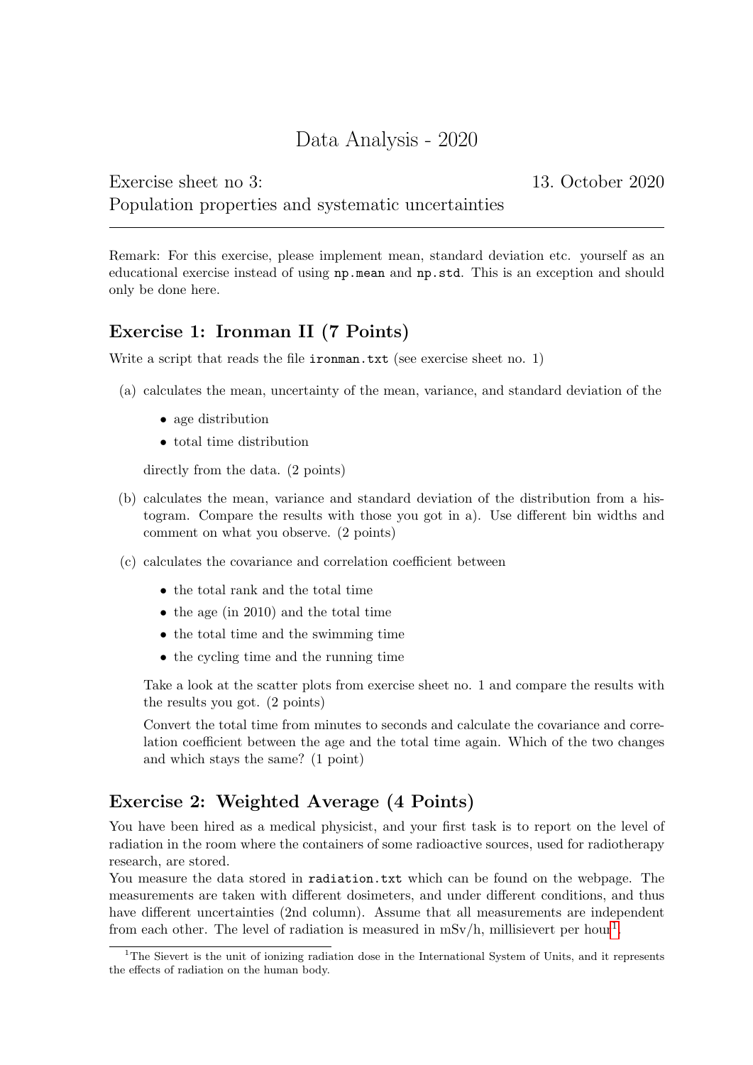# Data Analysis - 2020

Exercise sheet no 3: 13. October 2020

Population properties and systematic uncertainties

---

Remark: For this exercise, please implement mean, standard deviation etc. yourself as an educational exercise instead of using `np.mean` and `np.std`. This is an exception and should only be done here.

## Exercise 1: Ironman II (7 Points)

Write a script that reads the file `ironman.txt` (see exercise sheet no. 1)

(a) calculates the mean, uncertainty of the mean, variance, and standard deviation of the

- age distribution
- total time distribution

directly from the data. (2 points)

(b) calculates the mean, variance and standard deviation of the distribution from a histogram. Compare the results with those you got in a). Use different bin widths and comment on what you observe. (2 points)

(c) calculates the covariance and correlation coefficient between

- the total rank and the total time
- the age (in 2010) and the total time
- the total time and the swimming time
- the cycling time and the running time

Take a look at the scatter plots from exercise sheet no. 1 and compare the results with the results you got. (2 points)

Convert the total time from minutes to seconds and calculate the covariance and correlation coefficient between the age and the total time again. Which of the two changes and which stays the same? (1 point)

## Exercise 2: Weighted Average (4 Points)

You have been hired as a medical physicist, and your first task is to report on the level of radiation in the room where the containers of some radioactive sources, used for radiotherapy research, are stored.

You measure the data stored in `radiation.txt` which can be found on the webpage. The measurements are taken with different dosimeters, and under different conditions, and thus have different uncertainties (2nd column). Assume that all measurements are independent from each other. The level of radiation is measured in mSv/h, millisievert per hour[1].

[1] The Sievert is the unit of ionizing radiation dose in the International System of Units, and it represents the effects of radiation on the human body.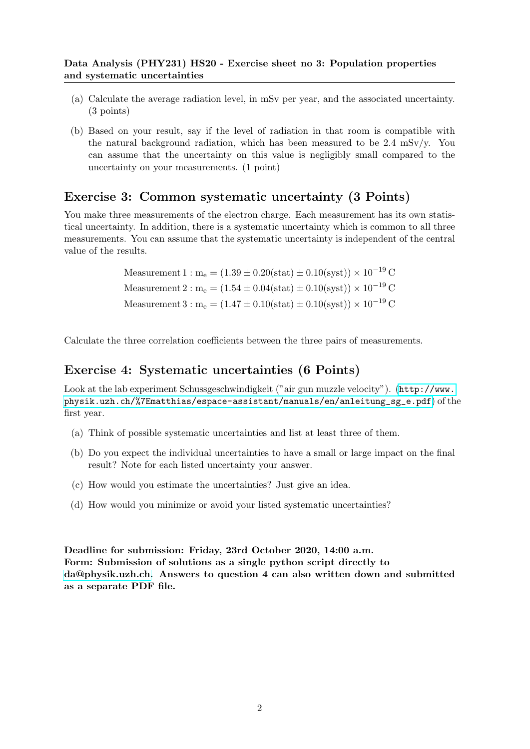(a) Calculate the average radiation level, in mSv per year, and the associated uncertainty. (3 points)

(b) Based on your result, say if the level of radiation in that room is compatible with the natural background radiation, which has been measured to be 2.4 mSv/y. You can assume that the uncertainty on this value is negligibly small compared to the uncertainty on your measurements. (1 point)

## Exercise 3: Common systematic uncertainty (3 Points)

You make three measurements of the electron charge. Each measurement has its own statistical uncertainty. In addition, there is a systematic uncertainty which is common to all three measurements. You can assume that the systematic uncertainty is independent of the central value of the results.

$$\text{Measurement 1}: \mathrm{m_e} = (1.39 \pm 0.20(\text{stat}) \pm 0.10(\text{syst})) \times 10^{-19}\,\mathrm{C}$$
$$\text{Measurement 2}: \mathrm{m_e} = (1.54 \pm 0.04(\text{stat}) \pm 0.10(\text{syst})) \times 10^{-19}\,\mathrm{C}$$
$$\text{Measurement 3}: \mathrm{m_e} = (1.47 \pm 0.10(\text{stat}) \pm 0.10(\text{syst})) \times 10^{-19}\,\mathrm{C}$$

Calculate the three correlation coefficients between the three pairs of measurements.

## Exercise 4: Systematic uncertainties (6 Points)

Look at the lab experiment Schussgeschwindigkeit ("air gun muzzle velocity"). (http://www.physik.uzh.ch/%7Ematthias/espace-assistant/manuals/en/anleitung_sg_e.pdf) of the first year.

(a) Think of possible systematic uncertainties and list at least three of them.

(b) Do you expect the individual uncertainties to have a small or large impact on the final result? Note for each listed uncertainty your answer.

(c) How would you estimate the uncertainties? Just give an idea.

(d) How would you minimize or avoid your listed systematic uncertainties?

**Deadline for submission: Friday, 23rd October 2020, 14:00 a.m.**
**Form: Submission of solutions as a single python script directly to da@physik.uzh.ch. Answers to question 4 can also written down and submitted as a separate PDF file.**